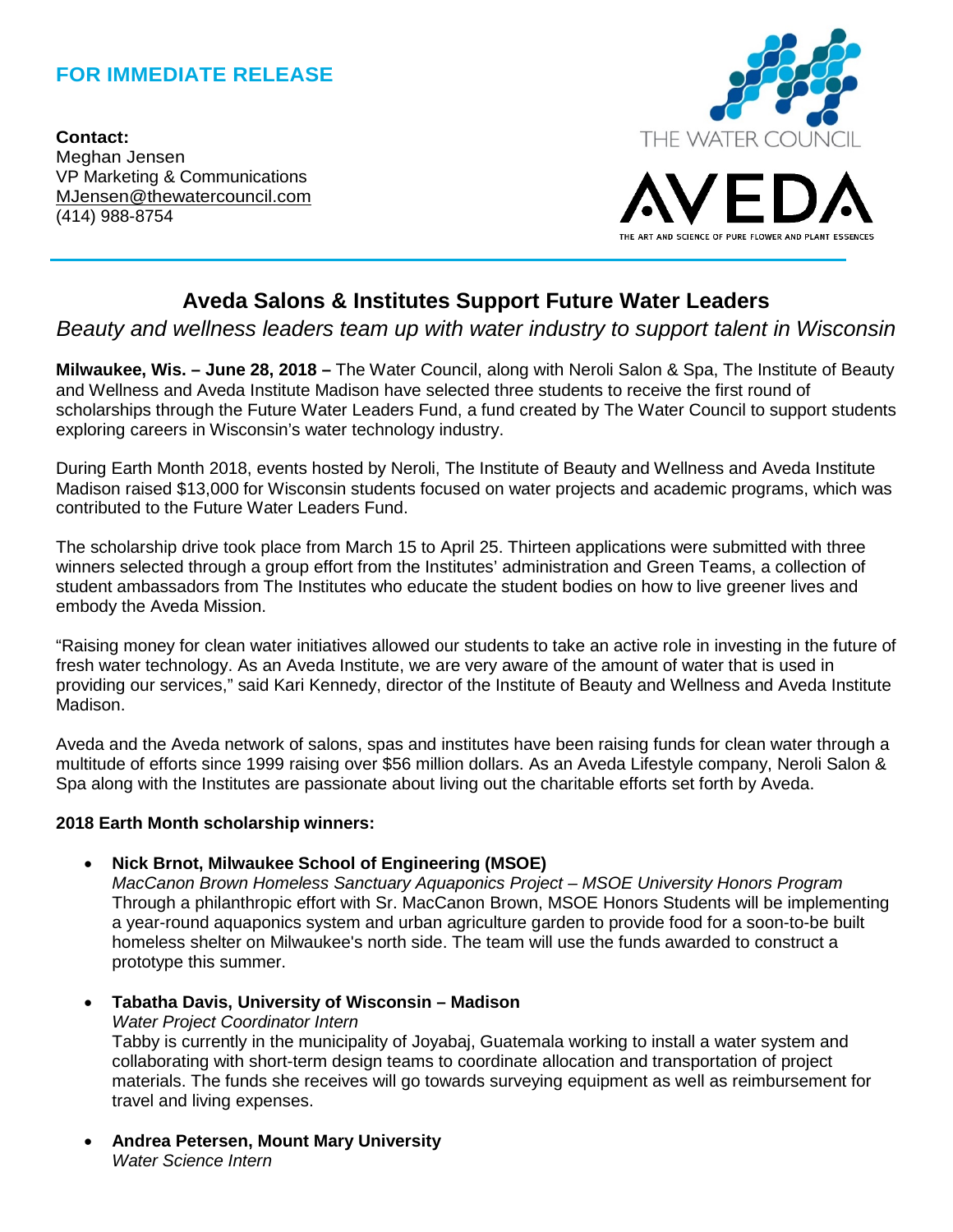**FOR IMMEDIATE RELEASE**

**Contact:**
Meghan Jensen
VP Marketing & Communications
MJensen@thewatercouncil.com
(414) 988-8754

THE WATER COUNCIL

AVEDA
THE ART AND SCIENCE OF PURE FLOWER AND PLANT ESSENCES

# Aveda Salons & Institutes Support Future Water Leaders

*Beauty and wellness leaders team up with water industry to support talent in Wisconsin*

**Milwaukee, Wis. – June 28, 2018 –** The Water Council, along with Neroli Salon & Spa, The Institute of Beauty and Wellness and Aveda Institute Madison have selected three students to receive the first round of scholarships through the Future Water Leaders Fund, a fund created by The Water Council to support students exploring careers in Wisconsin's water technology industry.

During Earth Month 2018, events hosted by Neroli, The Institute of Beauty and Wellness and Aveda Institute Madison raised $13,000 for Wisconsin students focused on water projects and academic programs, which was contributed to the Future Water Leaders Fund.

The scholarship drive took place from March 15 to April 25. Thirteen applications were submitted with three winners selected through a group effort from the Institutes' administration and Green Teams, a collection of student ambassadors from The Institutes who educate the student bodies on how to live greener lives and embody the Aveda Mission.

"Raising money for clean water initiatives allowed our students to take an active role in investing in the future of fresh water technology. As an Aveda Institute, we are very aware of the amount of water that is used in providing our services," said Kari Kennedy, director of the Institute of Beauty and Wellness and Aveda Institute Madison.

Aveda and the Aveda network of salons, spas and institutes have been raising funds for clean water through a multitude of efforts since 1999 raising over $56 million dollars. As an Aveda Lifestyle company, Neroli Salon & Spa along with the Institutes are passionate about living out the charitable efforts set forth by Aveda.

**2018 Earth Month scholarship winners:**

- **Nick Brnot, Milwaukee School of Engineering (MSOE)**
  *MacCanon Brown Homeless Sanctuary Aquaponics Project – MSOE University Honors Program*
  Through a philanthropic effort with Sr. MacCanon Brown, MSOE Honors Students will be implementing a year-round aquaponics system and urban agriculture garden to provide food for a soon-to-be built homeless shelter on Milwaukee's north side. The team will use the funds awarded to construct a prototype this summer.

- **Tabatha Davis, University of Wisconsin – Madison**
  *Water Project Coordinator Intern*
  Tabby is currently in the municipality of Joyabaj, Guatemala working to install a water system and collaborating with short-term design teams to coordinate allocation and transportation of project materials. The funds she receives will go towards surveying equipment as well as reimbursement for travel and living expenses.

- **Andrea Petersen, Mount Mary University**
  *Water Science Intern*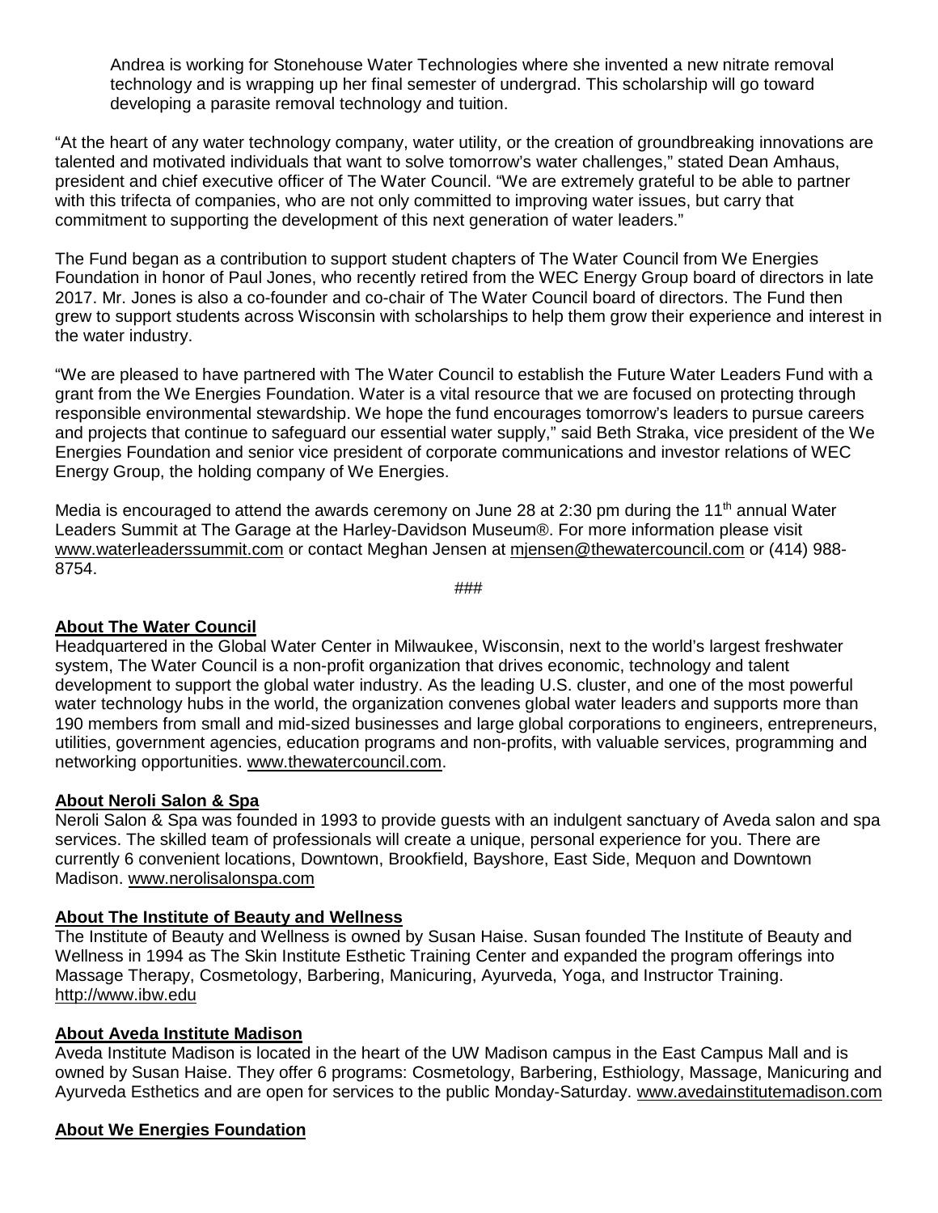Andrea is working for Stonehouse Water Technologies where she invented a new nitrate removal technology and is wrapping up her final semester of undergrad. This scholarship will go toward developing a parasite removal technology and tuition.

"At the heart of any water technology company, water utility, or the creation of groundbreaking innovations are talented and motivated individuals that want to solve tomorrow's water challenges," stated Dean Amhaus, president and chief executive officer of The Water Council. "We are extremely grateful to be able to partner with this trifecta of companies, who are not only committed to improving water issues, but carry that commitment to supporting the development of this next generation of water leaders."

The Fund began as a contribution to support student chapters of The Water Council from We Energies Foundation in honor of Paul Jones, who recently retired from the WEC Energy Group board of directors in late 2017. Mr. Jones is also a co-founder and co-chair of The Water Council board of directors. The Fund then grew to support students across Wisconsin with scholarships to help them grow their experience and interest in the water industry.

"We are pleased to have partnered with The Water Council to establish the Future Water Leaders Fund with a grant from the We Energies Foundation. Water is a vital resource that we are focused on protecting through responsible environmental stewardship. We hope the fund encourages tomorrow's leaders to pursue careers and projects that continue to safeguard our essential water supply," said Beth Straka, vice president of the We Energies Foundation and senior vice president of corporate communications and investor relations of WEC Energy Group, the holding company of We Energies.

Media is encouraged to attend the awards ceremony on June 28 at 2:30 pm during the 11th annual Water Leaders Summit at The Garage at the Harley-Davidson Museum®. For more information please visit www.waterleaderssummit.com or contact Meghan Jensen at mjensen@thewatercouncil.com or (414) 988-8754.

###

**About The Water Council**

Headquartered in the Global Water Center in Milwaukee, Wisconsin, next to the world's largest freshwater system, The Water Council is a non-profit organization that drives economic, technology and talent development to support the global water industry. As the leading U.S. cluster, and one of the most powerful water technology hubs in the world, the organization convenes global water leaders and supports more than 190 members from small and mid-sized businesses and large global corporations to engineers, entrepreneurs, utilities, government agencies, education programs and non-profits, with valuable services, programming and networking opportunities. www.thewatercouncil.com.

**About Neroli Salon & Spa**

Neroli Salon & Spa was founded in 1993 to provide guests with an indulgent sanctuary of Aveda salon and spa services. The skilled team of professionals will create a unique, personal experience for you. There are currently 6 convenient locations, Downtown, Brookfield, Bayshore, East Side, Mequon and Downtown Madison. www.nerolisalonspa.com

**About The Institute of Beauty and Wellness**

The Institute of Beauty and Wellness is owned by Susan Haise. Susan founded The Institute of Beauty and Wellness in 1994 as The Skin Institute Esthetic Training Center and expanded the program offerings into Massage Therapy, Cosmetology, Barbering, Manicuring, Ayurveda, Yoga, and Instructor Training. http://www.ibw.edu

**About Aveda Institute Madison**

Aveda Institute Madison is located in the heart of the UW Madison campus in the East Campus Mall and is owned by Susan Haise. They offer 6 programs: Cosmetology, Barbering, Esthiology, Massage, Manicuring and Ayurveda Esthetics and are open for services to the public Monday-Saturday. www.avedainstitutemadison.com

**About We Energies Foundation**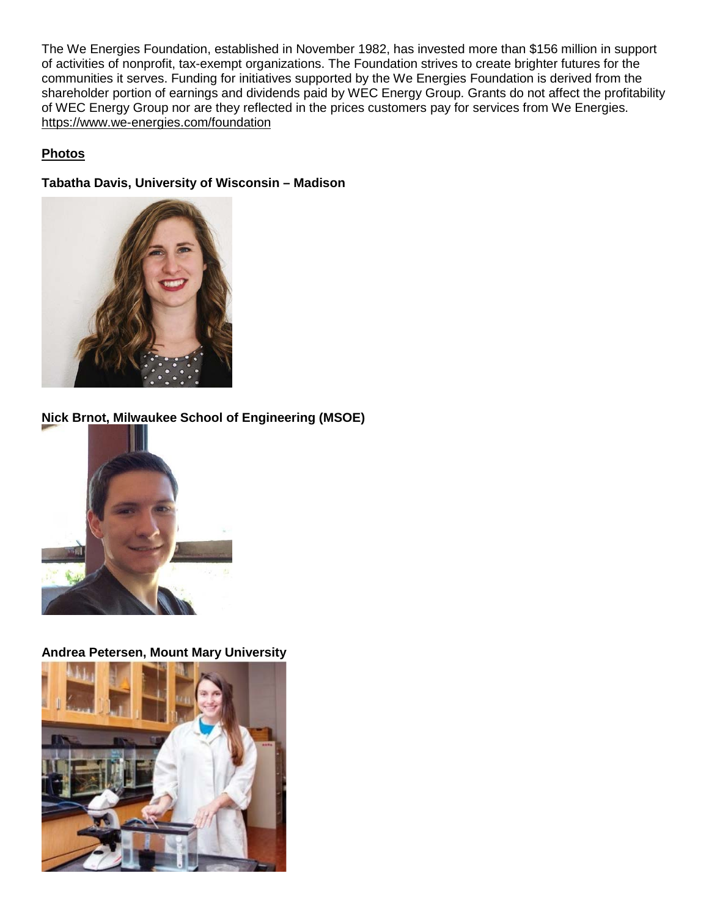The We Energies Foundation, established in November 1982, has invested more than $156 million in support of activities of nonprofit, tax-exempt organizations. The Foundation strives to create brighter futures for the communities it serves. Funding for initiatives supported by the We Energies Foundation is derived from the shareholder portion of earnings and dividends paid by WEC Energy Group. Grants do not affect the profitability of WEC Energy Group nor are they reflected in the prices customers pay for services from We Energies. https://www.we-energies.com/foundation

**Photos**

**Tabatha Davis, University of Wisconsin – Madison**

**Nick Brnot, Milwaukee School of Engineering (MSOE)**

**Andrea Petersen, Mount Mary University**